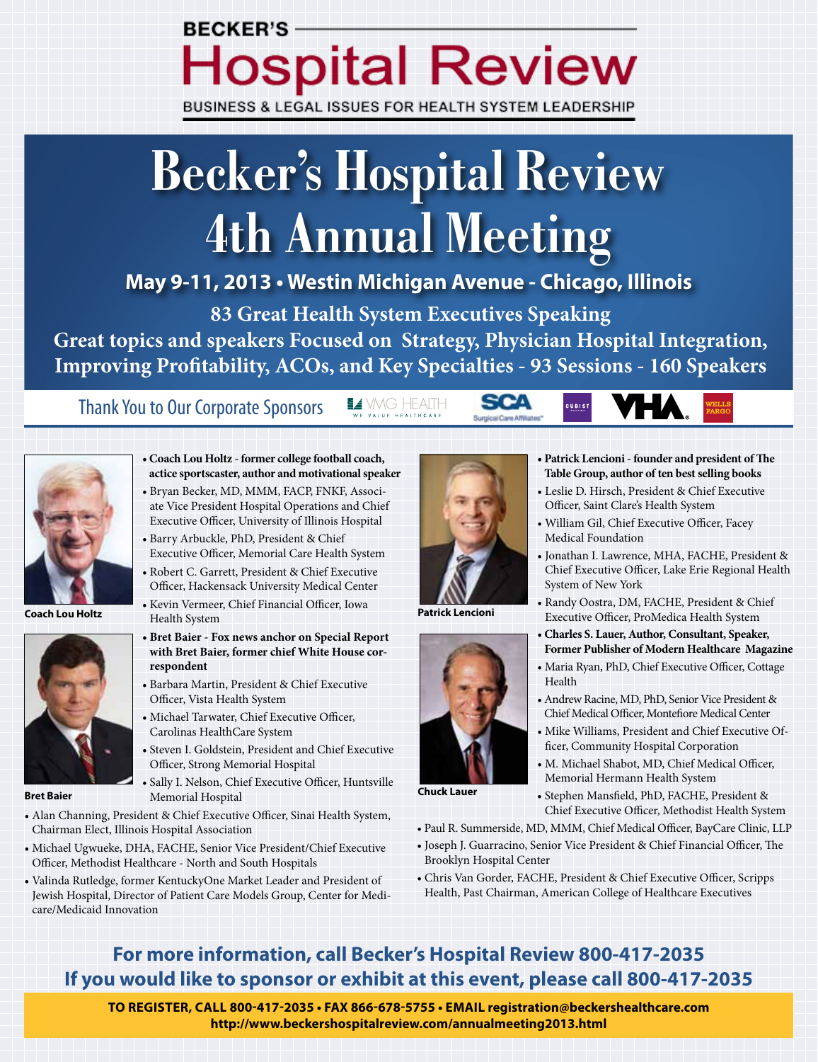BECKER'S

# Hospital Review

BUSINESS & LEGAL ISSUES FOR HEALTH SYSTEM LEADERSHIP

# Becker's Hospital Review 4th Annual Meeting

**May 9-11, 2013 • Westin Michigan Avenue - Chicago, Illinois**

**83 Great Health System Executives Speaking**

**Great topics and speakers Focused on Strategy, Physician Hospital Integration, Improving Profitability, ACOs, and Key Specialties - 93 Sessions - 160 Speakers**

Thank You to Our Corporate Sponsors: VMG HEALTH, SCA Surgical Care Affiliates, CUBIST, VHA, WELLS FARGO

Coach Lou Holtz

- **Coach Lou Holtz - former college football coach, actice sportscaster, author and motivational speaker**
- Bryan Becker, MD, MMM, FACP, FNKF, Associate Vice President Hospital Operations and Chief Executive Officer, University of Illinois Hospital
- Barry Arbuckle, PhD, President & Chief Executive Officer, Memorial Care Health System
- Robert C. Garrett, President & Chief Executive Officer, Hackensack University Medical Center
- Kevin Vermeer, Chief Financial Officer, Iowa Health System

Bret Baier

- **Bret Baier - Fox news anchor on Special Report with Bret Baier, former chief White House correspondent**
- Barbara Martin, President & Chief Executive Officer, Vista Health System
- Michael Tarwater, Chief Executive Officer, Carolinas HealthCare System
- Steven I. Goldstein, President and Chief Executive Officer, Strong Memorial Hospital
- Sally I. Nelson, Chief Executive Officer, Huntsville Memorial Hospital
- Alan Channing, President & Chief Executive Officer, Sinai Health System, Chairman Elect, Illinois Hospital Association
- Michael Ugwueke, DHA, FACHE, Senior Vice President/Chief Executive Officer, Methodist Healthcare - North and South Hospitals
- Valinda Rutledge, former KentuckyOne Market Leader and President of Jewish Hospital, Director of Patient Care Models Group, Center for Medicare/Medicaid Innovation

Patrick Lencioni

- **Patrick Lencioni - founder and president of The Table Group, author of ten best selling books**
- Leslie D. Hirsch, President & Chief Executive Officer, Saint Clare's Health System
- William Gil, Chief Executive Officer, Facey Medical Foundation
- Jonathan I. Lawrence, MHA, FACHE, President & Chief Executive Officer, Lake Erie Regional Health System of New York
- Randy Oostra, DM, FACHE, President & Chief Executive Officer, ProMedica Health System

Chuck Lauer

- **Charles S. Lauer, Author, Consultant, Speaker, Former Publisher of Modern Healthcare Magazine**
- Maria Ryan, PhD, Chief Executive Officer, Cottage Health
- Andrew Racine, MD, PhD, Senior Vice President & Chief Medical Officer, Montefiore Medical Center
- Mike Williams, President and Chief Executive Officer, Community Hospital Corporation
- M. Michael Shabot, MD, Chief Medical Officer, Memorial Hermann Health System
- Stephen Mansfield, PhD, FACHE, President & Chief Executive Officer, Methodist Health System
- Paul R. Summerside, MD, MMM, Chief Medical Officer, BayCare Clinic, LLP
- Joseph J. Guarracino, Senior Vice President & Chief Financial Officer, The Brooklyn Hospital Center
- Chris Van Gorder, FACHE, President & Chief Executive Officer, Scripps Health, Past Chairman, American College of Healthcare Executives

## For more information, call Becker's Hospital Review 800-417-2035
## If you would like to sponsor or exhibit at this event, please call 800-417-2035

**TO REGISTER, CALL 800-417-2035 • FAX 866-678-5755 • EMAIL registration@beckershealthcare.com**
**http://www.beckershospitalreview.com/annualmeeting2013.html**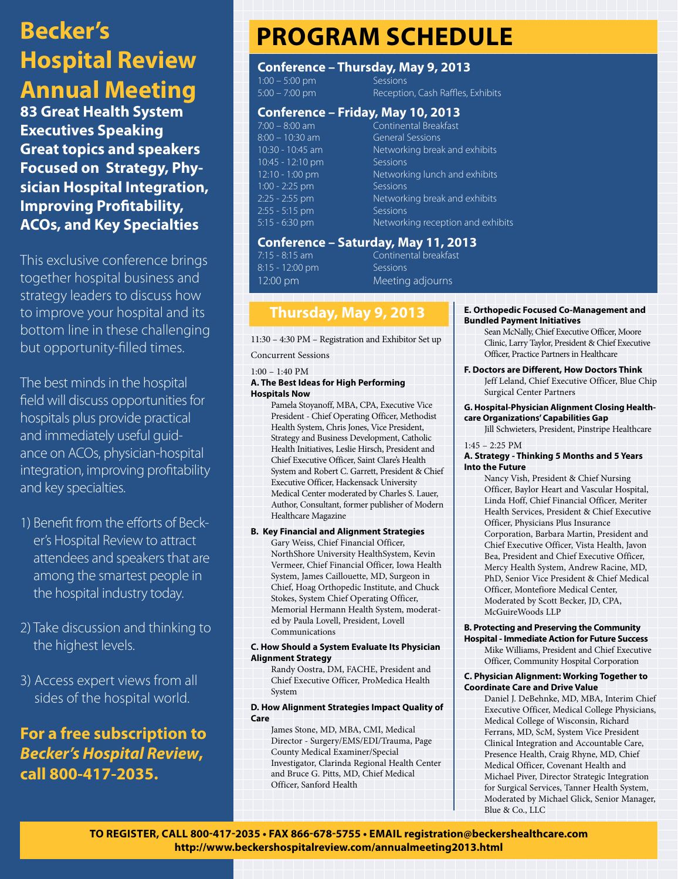# Becker's Hospital Review Annual Meeting

**83 Great Health System Executives Speaking Great topics and speakers Focused on Strategy, Physician Hospital Integration, Improving Profitability, ACOs, and Key Specialties**

This exclusive conference brings together hospital business and strategy leaders to discuss how to improve your hospital and its bottom line in these challenging but opportunity-filled times.

The best minds in the hospital field will discuss opportunities for hospitals plus provide practical and immediately useful guidance on ACOs, physician-hospital integration, improving profitability and key specialties.

1) Benefit from the efforts of Becker's Hospital Review to attract attendees and speakers that are among the smartest people in the hospital industry today.

2) Take discussion and thinking to the highest levels.

3) Access expert views from all sides of the hospital world.

**For a free subscription to *Becker's Hospital Review*, call 800-417-2035.**

# PROGRAM SCHEDULE

### Conference – Thursday, May 9, 2013

| | |
|---|---|
| 1:00 – 5:00 pm | Sessions |
| 5:00 – 7:00 pm | Reception, Cash Raffles, Exhibits |

### Conference – Friday, May 10, 2013

| | |
|---|---|
| 7:00 – 8:00 am | Continental Breakfast |
| 8:00 – 10:30 am | General Sessions |
| 10:30 - 10:45 am | Networking break and exhibits |
| 10:45 - 12:10 pm | Sessions |
| 12:10 - 1:00 pm | Networking lunch and exhibits |
| 1:00 - 2:25 pm | Sessions |
| 2:25 - 2:55 pm | Networking break and exhibits |
| 2:55 - 5:15 pm | Sessions |
| 5:15 - 6:30 pm | Networking reception and exhibits |

### Conference – Saturday, May 11, 2013

| | |
|---|---|
| 7:15 - 8:15 am | Continental breakfast |
| 8:15 - 12:00 pm | Sessions |
| 12:00 pm | Meeting adjourns |

## Thursday, May 9, 2013

11:30 – 4:30 PM – Registration and Exhibitor Set up

Concurrent Sessions

1:00 – 1:40 PM

**A. The Best Ideas for High Performing Hospitals Now**
Pamela Stoyanoff, MBA, CPA, Executive Vice President - Chief Operating Officer, Methodist Health System, Chris Jones, Vice President, Strategy and Business Development, Catholic Health Initiatives, Leslie Hirsch, President and Chief Executive Officer, Saint Clare's Health System and Robert C. Garrett, President & Chief Executive Officer, Hackensack University Medical Center moderated by Charles S. Lauer, Author, Consultant, former publisher of Modern Healthcare Magazine

**B. Key Financial and Alignment Strategies**
Gary Weiss, Chief Financial Officer, NorthShore University HealthSystem, Kevin Vermeer, Chief Financial Officer, Iowa Health System, James Caillouette, MD, Surgeon in Chief, Hoag Orthopedic Institute, and Chuck Stokes, System Chief Operating Officer, Memorial Hermann Health System, moderated by Paula Lovell, President, Lovell Communications

**C. How Should a System Evaluate Its Physician Alignment Strategy**
Randy Oostra, DM, FACHE, President and Chief Executive Officer, ProMedica Health System

**D. How Alignment Strategies Impact Quality of Care**
James Stone, MD, MBA, CMI, Medical Director - Surgery/EMS/EDI/Trauma, Page County Medical Examiner/Special Investigator, Clarinda Regional Health Center and Bruce G. Pitts, MD, Chief Medical Officer, Sanford Health

**E. Orthopedic Focused Co-Management and Bundled Payment Initiatives**
Sean McNally, Chief Executive Officer, Moore Clinic, Larry Taylor, President & Chief Executive Officer, Practice Partners in Healthcare

**F. Doctors are Different, How Doctors Think**
Jeff Leland, Chief Executive Officer, Blue Chip Surgical Center Partners

**G. Hospital-Physician Alignment Closing Healthcare Organizations' Capabilities Gap**
Jill Schwieters, President, Pinstripe Healthcare

1:45 – 2:25 PM

**A. Strategy - Thinking 5 Months and 5 Years Into the Future**
Nancy Vish, President & Chief Nursing Officer, Baylor Heart and Vascular Hospital, Linda Hoff, Chief Financial Officer, Meriter Health Services, President & Chief Executive Officer, Physicians Plus Insurance Corporation, Barbara Martin, President and Chief Executive Officer, Vista Health, Javon Bea, President and Chief Executive Officer, Mercy Health System, Andrew Racine, MD, PhD, Senior Vice President & Chief Medical Officer, Montefiore Medical Center, Moderated by Scott Becker, JD, CPA, McGuireWoods LLP

**B. Protecting and Preserving the Community Hospital - Immediate Action for Future Success**
Mike Williams, President and Chief Executive Officer, Community Hospital Corporation

**C. Physician Alignment: Working Together to Coordinate Care and Drive Value**
Daniel J. DeBehnke, MD, MBA, Interim Chief Executive Officer, Medical College Physicians, Medical College of Wisconsin, Richard Ferrans, MD, ScM, System Vice President Clinical Integration and Accountable Care, Presence Health, Craig Rhyne, MD, Chief Medical Officer, Covenant Health and Michael Piver, Director Strategic Integration for Surgical Services, Tanner Health System, Moderated by Michael Glick, Senior Manager, Blue & Co., LLC

**TO REGISTER, CALL 800-417-2035 • FAX 866-678-5755 • EMAIL registration@beckershealthcare.com**
**http://www.beckershospitalreview.com/annualmeeting2013.html**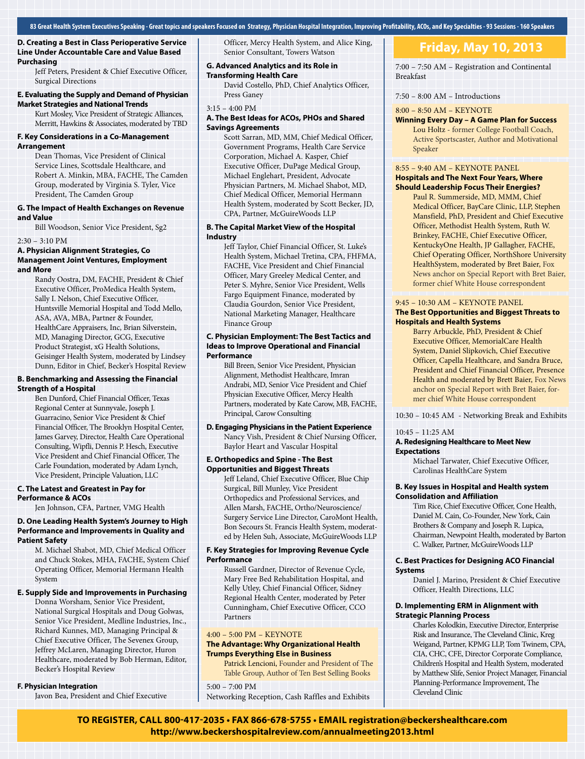83 Great Health System Executives Speaking - Great topics and speakers Focused on Strategy, Physician Hospital Integration, Improving Profitability, ACOs, and Key Specialties - 93 Sessions - 160 Speakers

**D. Creating a Best in Class Perioperative Service Line Under Accountable Care and Value Based Purchasing**
Jeff Peters, President & Chief Executive Officer, Surgical Directions

**E. Evaluating the Supply and Demand of Physician Market Strategies and National Trends**
Kurt Mosley, Vice President of Strategic Alliances, Merritt, Hawkins & Associates, moderated by TBD

**F. Key Considerations in a Co-Management Arrangement**
Dean Thomas, Vice President of Clinical Service Lines, Scottsdale Healthcare, and Robert A. Minkin, MBA, FACHE, The Camden Group, moderated by Virginia S. Tyler, Vice President, The Camden Group

**G. The Impact of Health Exchanges on Revenue and Value**
Bill Woodson, Senior Vice President, Sg2

2:30 – 3:10 PM

**A. Physician Alignment Strategies, Co Management Joint Ventures, Employment and More**
Randy Oostra, DM, FACHE, President & Chief Executive Officer, ProMedica Health System, Sally I. Nelson, Chief Executive Officer, Huntsville Memorial Hospital and Todd Mello, ASA, AVA, MBA, Partner & Founder, HealthCare Appraisers, Inc, Brian Silverstein, MD, Managing Director, GCG, Executive Product Strategist, xG Health Solutions, Geisinger Health System, moderated by Lindsey Dunn, Editor in Chief, Becker's Hospital Review

**B. Benchmarking and Assessing the Financial Strength of a Hospital**
Ben Dunford, Chief Financial Officer, Texas Regional Center at Sunnyvale, Joseph J. Guarracino, Senior Vice President & Chief Financial Officer, The Brooklyn Hospital Center, James Garvey, Director, Health Care Operational Consulting, Wipfli, Dennis P. Hesch, Executive Vice President and Chief Financial Officer, The Carle Foundation, moderated by Adam Lynch, Vice President, Principle Valuation, LLC

**C. The Latest and Greatest in Pay for Performance & ACOs**
Jen Johnson, CFA, Partner, VMG Health

**D. One Leading Health System's Journey to High Performance and Improvements in Quality and Patient Safety**
M. Michael Shabot, MD, Chief Medical Officer and Chuck Stokes, MHA, FACHE, System Chief Operating Officer, Memorial Hermann Health System

**E. Supply Side and Improvements in Purchasing**
Donna Worsham, Senior Vice President, National Surgical Hospitals and Doug Golwas, Senior Vice President, Medline Industries, Inc., Richard Kunnes, MD, Managing Principal & Chief Executive Officer, The Sevenex Group, Jeffrey McLaren, Managing Director, Huron Healthcare, moderated by Bob Herman, Editor, Becker's Hospital Review

**F. Physician Integration**
Javon Bea, President and Chief Executive Officer, Mercy Health System, and Alice King, Senior Consultant, Towers Watson

**G. Advanced Analytics and its Role in Transforming Health Care**
David Costello, PhD, Chief Analytics Officer, Press Ganey

3:15 – 4:00 PM

**A. The Best Ideas for ACOs, PHOs and Shared Savings Agreements**
Scott Sarran, MD, MM, Chief Medical Officer, Government Programs, Health Care Service Corporation, Michael A. Kasper, Chief Executive Officer, DuPage Medical Group, Michael Englehart, President, Advocate Physician Partners, M. Michael Shabot, MD, Chief Medical Officer, Memorial Hermann Health System, moderated by Scott Becker, JD, CPA, Partner, McGuireWoods LLP

**B. The Capital Market View of the Hospital Industry**
Jeff Taylor, Chief Financial Officer, St. Luke's Health System, Michael Tretina, CPA, FHFMA, FACHE, Vice President and Chief Financial Officer, Mary Greeley Medical Center, and Peter S. Myhre, Senior Vice President, Wells Fargo Equipment Finance, moderated by Claudia Gourdon, Senior Vice President, National Marketing Manager, Healthcare Finance Group

**C. Physician Employment: The Best Tactics and Ideas to Improve Operational and Financial Performance**
Bill Breen, Senior Vice President, Physician Alignment, Methodist Healthcare, Imran Andrabi, MD, Senior Vice President and Chief Physician Executive Officer, Mercy Health Partners, moderated by Kate Carow, MB, FACHE, Principal, Carow Consulting

**D. Engaging Physicians in the Patient Experience**
Nancy Vish, President & Chief Nursing Officer, Baylor Heart and Vascular Hospital

**E. Orthopedics and Spine - The Best Opportunities and Biggest Threats**
Jeff Leland, Chief Executive Officer, Blue Chip Surgical, Bill Munley, Vice President Orthopedics and Professional Services, and Allen Marsh, FACHE, Ortho/Neuroscience/Surgery Service Line Director, CaroMont Health, Bon Secours St. Francis Health System, moderated by Helen Suh, Associate, McGuireWoods LLP

**F. Key Strategies for Improving Revenue Cycle Performance**
Russell Gardner, Director of Revenue Cycle, Mary Free Bed Rehabilitation Hospital, and Kelly Utley, Chief Financial Officer, Sidney Regional Health Center, moderated by Peter Cunningham, Chief Executive Officer, CCO Partners

4:00 – 5:00 PM – KEYNOTE

**The Advantage: Why Organizational Health Trumps Everything Else in Business**
Patrick Lencioni, Founder and President of The Table Group, Author of Ten Best Selling Books

5:00 – 7:00 PM
Networking Reception, Cash Raffles and Exhibits

## Friday, May 10, 2013

7:00 – 7:50 AM – Registration and Continental Breakfast

7:50 – 8:00 AM – Introductions

8:00 – 8:50 AM – KEYNOTE

**Winning Every Day – A Game Plan for Success**
Lou Holtz - former College Football Coach, Active Sportscaster, Author and Motivational Speaker

8:55 – 9:40 AM – KEYNOTE PANEL

**Hospitals and The Next Four Years, Where Should Leadership Focus Their Energies?**
Paul R. Summerside, MD, MMM, Chief Medical Officer, BayCare Clinic, LLP, Stephen Mansfield, PhD, President and Chief Executive Officer, Methodist Health System, Ruth W. Brinkey, FACHE, Chief Executive Officer, KentuckyOne Health, JP Gallagher, FACHE, Chief Operating Officer, NorthShore University HealthSystem, moderated by Bret Baier, Fox News anchor on Special Report with Bret Baier, former chief White House correspondent

9:45 – 10:30 AM – KEYNOTE PANEL

**The Best Opportunities and Biggest Threats to Hospitals and Health Systems**
Barry Arbuckle, PhD, President & Chief Executive Officer, MemorialCare Health System, Daniel Slipkovich, Chief Executive Officer, Capella Healthcare, and Sandra Bruce, President and Chief Financial Officer, Presence Health and moderated by Brett Baier, Fox News anchor on Special Report with Bret Baier, former chief White House correspondent

10:30 – 10:45 AM - Networking Break and Exhibits

10:45 – 11:25 AM

**A. Redesigning Healthcare to Meet New Expectations**
Michael Tarwater, Chief Executive Officer, Carolinas HealthCare System

**B. Key Issues in Hospital and Health system Consolidation and Affiliation**
Tim Rice, Chief Executive Officer, Cone Health, Daniel M. Cain, Co-Founder, New York, Cain Brothers & Company and Joseph R. Lupica, Chairman, Newpoint Health, moderated by Barton C. Walker, Partner, McGuireWoods LLP

**C. Best Practices for Designing ACO Financial Systems**
Daniel J. Marino, President & Chief Executive Officer, Health Directions, LLC

**D. Implementing ERM in Alignment with Strategic Planning Process**
Charles Kolodkin, Executive Director, Enterprise Risk and Insurance, The Cleveland Clinic, Kreg Weigand, Partner, KPMG LLP, Tom Twinem, CPA, CIA, CHC, CFE, Director Corporate Compliance, Children's Hospital and Health System, moderated by Matthew Slife, Senior Project Manager, Financial Planning-Performance Improvement, The Cleveland Clinic

**TO REGISTER, CALL 800-417-2035 • FAX 866-678-5755 • EMAIL registration@beckershealthcare.com**
**http://www.beckershospitalreview.com/annualmeeting2013.html**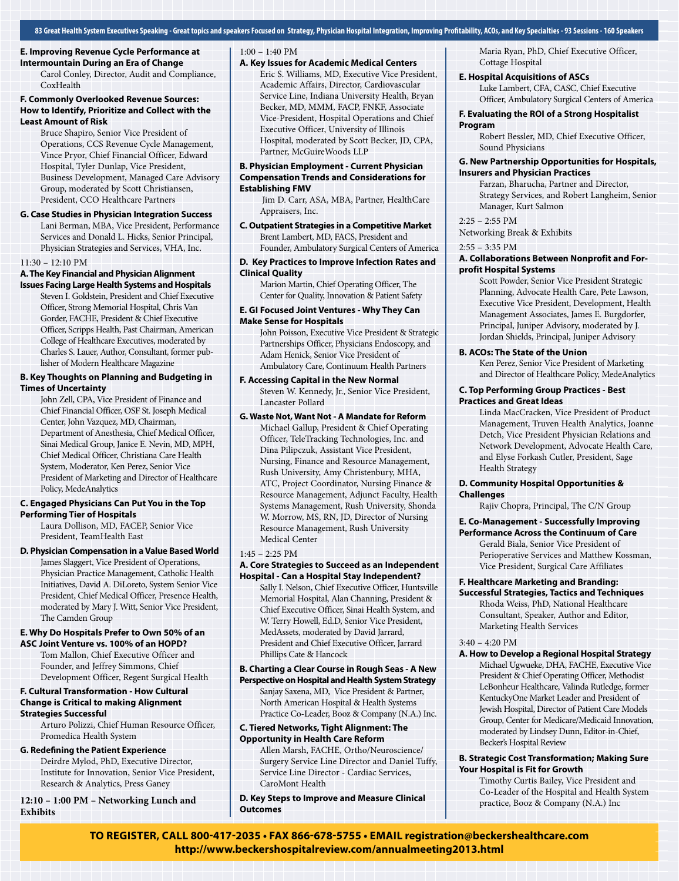83 Great Health System Executives Speaking - Great topics and speakers Focused on Strategy, Physician Hospital Integration, Improving Profitability, ACOs, and Key Specialties - 93 Sessions - 160 Speakers

**E. Improving Revenue Cycle Performance at Intermountain During an Era of Change**
Carol Conley, Director, Audit and Compliance, CoxHealth

**F. Commonly Overlooked Revenue Sources: How to Identify, Prioritize and Collect with the Least Amount of Risk**
Bruce Shapiro, Senior Vice President of Operations, CCS Revenue Cycle Management, Vince Pryor, Chief Financial Officer, Edward Hospital, Tyler Dunlap, Vice President, Business Development, Managed Care Advisory Group, moderated by Scott Christiansen, President, CCO Healthcare Partners

**G. Case Studies in Physician Integration Success**
Lani Berman, MBA, Vice President, Performance Services and Donald L. Hicks, Senior Principal, Physician Strategies and Services, VHA, Inc.

11:30 – 12:10 PM

**A. The Key Financial and Physician Alignment Issues Facing Large Health Systems and Hospitals**
Steven I. Goldstein, President and Chief Executive Officer, Strong Memorial Hospital, Chris Van Gorder, FACHE, President & Chief Executive Officer, Scripps Health, Past Chairman, American College of Healthcare Executives, moderated by Charles S. Lauer, Author, Consultant, former publisher of Modern Healthcare Magazine

**B. Key Thoughts on Planning and Budgeting in Times of Uncertainty**
John Zell, CPA, Vice President of Finance and Chief Financial Officer, OSF St. Joseph Medical Center, John Vazquez, MD, Chairman, Department of Anesthesia, Chief Medical Officer, Sinai Medical Group, Janice E. Nevin, MD, MPH, Chief Medical Officer, Christiana Care Health System, Moderator, Ken Perez, Senior Vice President of Marketing and Director of Healthcare Policy, MedeAnalytics

**C. Engaged Physicians Can Put You in the Top Performing Tier of Hospitals**
Laura Dollison, MD, FACEP, Senior Vice President, TeamHealth East

**D. Physician Compensation in a Value Based World**
James Slaggert, Vice President of Operations, Physician Practice Management, Catholic Health Initiatives, David A. DiLoreto, System Senior Vice President, Chief Medical Officer, Presence Health, moderated by Mary J. Witt, Senior Vice President, The Camden Group

**E. Why Do Hospitals Prefer to Own 50% of an ASC Joint Venture vs. 100% of an HOPD?**
Tom Mallon, Chief Executive Officer and Founder, and Jeffrey Simmons, Chief Development Officer, Regent Surgical Health

**F. Cultural Transformation - How Cultural Change is Critical to making Alignment Strategies Successful**
Arturo Polizzi, Chief Human Resource Officer, Promedica Health System

**G. Redefining the Patient Experience**
Deirdre Mylod, PhD, Executive Director, Institute for Innovation, Senior Vice President, Research & Analytics, Press Ganey

**12:10 – 1:00 PM – Networking Lunch and Exhibits**

1:00 – 1:40 PM

**A. Key Issues for Academic Medical Centers**
Eric S. Williams, MD, Executive Vice President, Academic Affairs, Director, Cardiovascular Service Line, Indiana University Health, Bryan Becker, MD, MMM, FACP, FNKF, Associate Vice-President, Hospital Operations and Chief Executive Officer, University of Illinois Hospital, moderated by Scott Becker, JD, CPA, Partner, McGuireWoods LLP

**B. Physician Employment - Current Physician Compensation Trends and Considerations for Establishing FMV**
Jim D. Carr, ASA, MBA, Partner, HealthCare Appraisers, Inc.

**C. Outpatient Strategies in a Competitive Market**
Brent Lambert, MD, FACS, President and Founder, Ambulatory Surgical Centers of America

**D. Key Practices to Improve Infection Rates and Clinical Quality**
Marion Martin, Chief Operating Officer, The Center for Quality, Innovation & Patient Safety

**E. GI Focused Joint Ventures - Why They Can Make Sense for Hospitals**
John Poisson, Executive Vice President & Strategic Partnerships Officer, Physicians Endoscopy, and Adam Henick, Senior Vice President of Ambulatory Care, Continuum Health Partners

**F. Accessing Capital in the New Normal**
Steven W. Kennedy, Jr., Senior Vice President, Lancaster Pollard

**G. Waste Not, Want Not - A Mandate for Reform**
Michael Gallup, President & Chief Operating Officer, TeleTracking Technologies, Inc. and Dina Pilipczuk, Assistant Vice President, Nursing, Finance and Resource Management, Rush University, Amy Christenbury, MHA, ATC, Project Coordinator, Nursing Finance & Resource Management, Adjunct Faculty, Health Systems Management, Rush University, Shonda W. Morrow, MS, RN, JD, Director of Nursing Resource Management, Rush University Medical Center

1:45 – 2:25 PM

**A. Core Strategies to Succeed as an Independent Hospital - Can a Hospital Stay Independent?**
Sally I. Nelson, Chief Executive Officer, Huntsville Memorial Hospital, Alan Channing, President & Chief Executive Officer, Sinai Health System, and W. Terry Howell, Ed.D, Senior Vice President, MedAssets, moderated by David Jarrard, President and Chief Executive Officer, Jarrard Phillips Cate & Hancock

**B. Charting a Clear Course in Rough Seas - A New Perspective on Hospital and Health System Strategy**
Sanjay Saxena, MD, Vice President & Partner, North American Hospital & Health Systems Practice Co-Leader, Booz & Company (N.A.) Inc.

**C. Tiered Networks, Tight Alignment: The Opportunity in Health Care Reform**
Allen Marsh, FACHE, Ortho/Neuroscience/Surgery Service Line Director and Daniel Tuffy, Service Line Director - Cardiac Services, CaroMont Health

**D. Key Steps to Improve and Measure Clinical Outcomes**
Maria Ryan, PhD, Chief Executive Officer, Cottage Hospital

**E. Hospital Acquisitions of ASCs**
Luke Lambert, CFA, CASC, Chief Executive Officer, Ambulatory Surgical Centers of America

**F. Evaluating the ROI of a Strong Hospitalist Program**
Robert Bessler, MD, Chief Executive Officer, Sound Physicians

**G. New Partnership Opportunities for Hospitals, Insurers and Physician Practices**
Farzan, Bharucha, Partner and Director, Strategy Services, and Robert Langheim, Senior Manager, Kurt Salmon

2:25 – 2:55 PM
Networking Break & Exhibits

2:55 – 3:35 PM

**A. Collaborations Between Nonprofit and For-profit Hospital Systems**
Scott Powder, Senior Vice President Strategic Planning, Advocate Health Care, Pete Lawson, Executive Vice President, Development, Health Management Associates, James E. Burgdorfer, Principal, Juniper Advisory, moderated by J. Jordan Shields, Principal, Juniper Advisory

**B. ACOs: The State of the Union**
Ken Perez, Senior Vice President of Marketing and Director of Healthcare Policy, MedeAnalytics

**C. Top Performing Group Practices - Best Practices and Great Ideas**
Linda MacCracken, Vice President of Product Management, Truven Health Analytics, Joanne Detch, Vice President Physician Relations and Network Development, Advocate Health Care, and Elyse Forkash Cutler, President, Sage Health Strategy

**D. Community Hospital Opportunities & Challenges**
Rajiv Chopra, Principal, The C/N Group

**E. Co-Management - Successfully Improving Performance Across the Continuum of Care**
Gerald Biala, Senior Vice President of Perioperative Services and Matthew Kossman, Vice President, Surgical Care Affiliates

**F. Healthcare Marketing and Branding: Successful Strategies, Tactics and Techniques**
Rhoda Weiss, PhD, National Healthcare Consultant, Speaker, Author and Editor, Marketing Health Services

3:40 – 4:20 PM

**A. How to Develop a Regional Hospital Strategy**
Michael Ugwueke, DHA, FACHE, Executive Vice President & Chief Operating Officer, Methodist LeBonheur Healthcare, Valinda Rutledge, former KentuckyOne Market Leader and President of Jewish Hospital, Director of Patient Care Models Group, Center for Medicare/Medicaid Innovation, moderated by Lindsey Dunn, Editor-in-Chief, Becker's Hospital Review

**B. Strategic Cost Transformation; Making Sure Your Hospital is Fit for Growth**
Timothy Curtis Bailey, Vice President and Co-Leader of the Hospital and Health System practice, Booz & Company (N.A.) Inc

**TO REGISTER, CALL 800-417-2035 • FAX 866-678-5755 • EMAIL registration@beckershealthcare.com**
**http://www.beckershospitalreview.com/annualmeeting2013.html**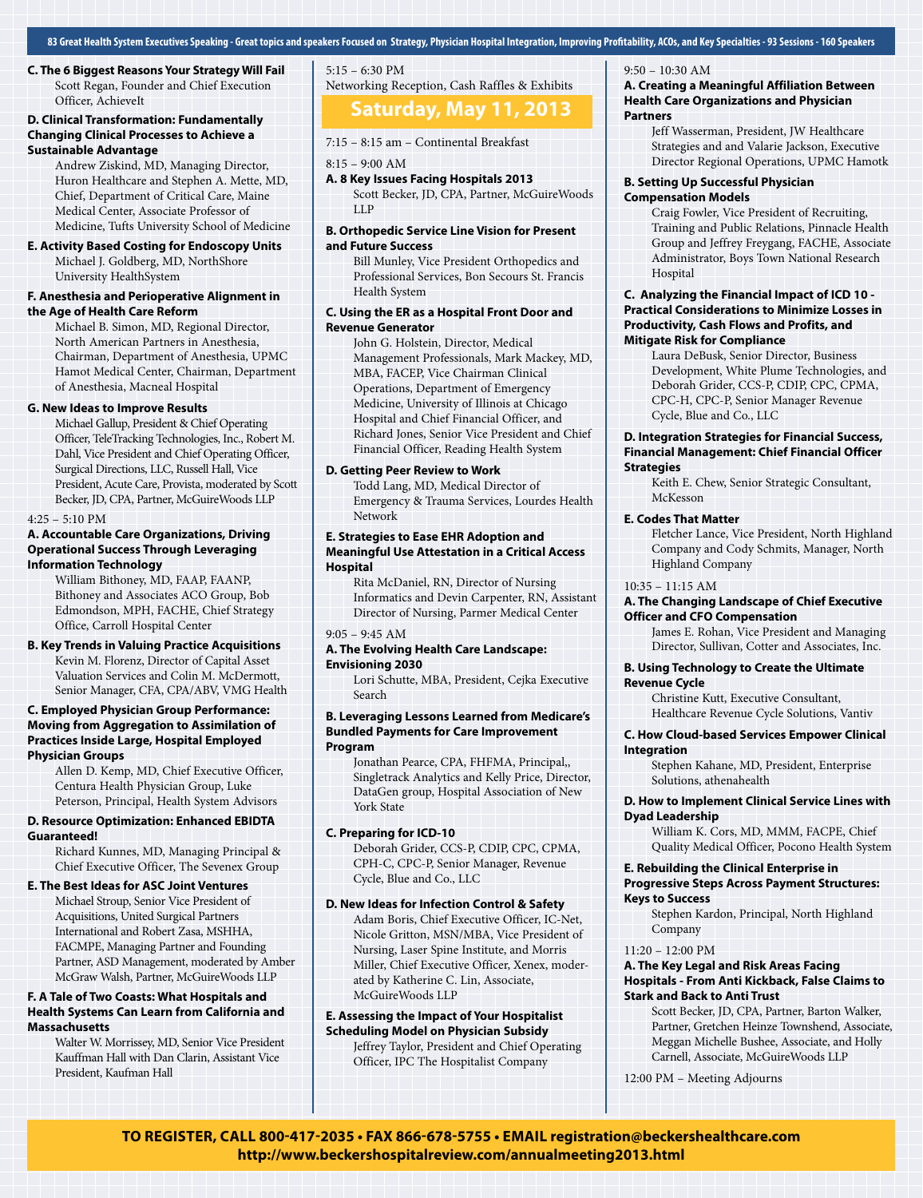C. The 6 Biggest Reasons Your Strategy Will Fail

Scott Regan, Founder and Chief Execution Officer, AchieveIt

**D. Clinical Transformation: Fundamentally Changing Clinical Processes to Achieve a Sustainable Advantage**

Andrew Ziskind, MD, Managing Director, Huron Healthcare and Stephen A. Mette, MD, Chief, Department of Critical Care, Maine Medical Center, Associate Professor of Medicine, Tufts University School of Medicine

**E. Activity Based Costing for Endoscopy Units**

Michael J. Goldberg, MD, NorthShore University HealthSystem

**F. Anesthesia and Perioperative Alignment in the Age of Health Care Reform**

Michael B. Simon, MD, Regional Director, North American Partners in Anesthesia, Chairman, Department of Anesthesia, UPMC Hamot Medical Center, Chairman, Department of Anesthesia, Macneal Hospital

**G. New Ideas to Improve Results**

Michael Gallup, President & Chief Operating Officer, TeleTracking Technologies, Inc., Robert M. Dahl, Vice President and Chief Operating Officer, Surgical Directions, LLC, Russell Hall, Vice President, Acute Care, Provista, moderated by Scott Becker, JD, CPA, Partner, McGuireWoods LLP

4:25 – 5:10 PM

**A. Accountable Care Organizations, Driving Operational Success Through Leveraging Information Technology**

William Bithoney, MD, FAAP, FAANP, Bithoney and Associates ACO Group, Bob Edmondson, MPH, FACHE, Chief Strategy Office, Carroll Hospital Center

**B. Key Trends in Valuing Practice Acquisitions**

Kevin M. Florenz, Director of Capital Asset Valuation Services and Colin M. McDermott, Senior Manager, CFA, CPA/ABV, VMG Health

**C. Employed Physician Group Performance: Moving from Aggregation to Assimilation of Practices Inside Large, Hospital Employed Physician Groups**

Allen D. Kemp, MD, Chief Executive Officer, Centura Health Physician Group, Luke Peterson, Principal, Health System Advisors

**D. Resource Optimization: Enhanced EBIDTA Guaranteed!**

Richard Kunnes, MD, Managing Principal & Chief Executive Officer, The Sevenex Group

**E. The Best Ideas for ASC Joint Ventures**

Michael Stroup, Senior Vice President of Acquisitions, United Surgical Partners International and Robert Zasa, MSHHA, FACMPE, Managing Partner and Founding Partner, ASD Management, moderated by Amber McGraw Walsh, Partner, McGuireWoods LLP

**F. A Tale of Two Coasts: What Hospitals and Health Systems Can Learn from California and Massachusetts**

Walter W. Morrissey, MD, Senior Vice President Kauffman Hall with Dan Clarin, Assistant Vice President, Kaufman Hall

5:15 – 6:30 PM

Networking Reception, Cash Raffles & Exhibits

## Saturday, May 11, 2013

7:15 – 8:15 am – Continental Breakfast

8:15 – 9:00 AM

**A. 8 Key Issues Facing Hospitals 2013**

Scott Becker, JD, CPA, Partner, McGuireWoods LLP

**B. Orthopedic Service Line Vision for Present and Future Success**

Bill Munley, Vice President Orthopedics and Professional Services, Bon Secours St. Francis Health System

**C. Using the ER as a Hospital Front Door and Revenue Generator**

John G. Holstein, Director, Medical Management Professionals, Mark Mackey, MD, MBA, FACEP, Vice Chairman Clinical Operations, Department of Emergency Medicine, University of Illinois at Chicago Hospital and Chief Financial Officer, and Richard Jones, Senior Vice President and Chief Financial Officer, Reading Health System

**D. Getting Peer Review to Work**

Todd Lang, MD, Medical Director of Emergency & Trauma Services, Lourdes Health Network

**E. Strategies to Ease EHR Adoption and Meaningful Use Attestation in a Critical Access Hospital**

Rita McDaniel, RN, Director of Nursing Informatics and Devin Carpenter, RN, Assistant Director of Nursing, Parmer Medical Center

9:05 – 9:45 AM

**A. The Evolving Health Care Landscape: Envisioning 2030**

Lori Schutte, MBA, President, Cejka Executive Search

**B. Leveraging Lessons Learned from Medicare's Bundled Payments for Care Improvement Program**

Jonathan Pearce, CPA, FHFMA, Principal,, Singletrack Analytics and Kelly Price, Director, DataGen group, Hospital Association of New York State

**C. Preparing for ICD-10**

Deborah Grider, CCS-P, CDIP, CPC, CPMA, CPH-C, CPC-P, Senior Manager, Revenue Cycle, Blue and Co., LLC

**D. New Ideas for Infection Control & Safety**

Adam Boris, Chief Executive Officer, IC-Net, Nicole Gritton, MSN/MBA, Vice President of Nursing, Laser Spine Institute, and Morris Miller, Chief Executive Officer, Xenex, moderated by Katherine C. Lin, Associate, McGuireWoods LLP

**E. Assessing the Impact of Your Hospitalist Scheduling Model on Physician Subsidy**

Jeffrey Taylor, President and Chief Operating Officer, IPC The Hospitalist Company

9:50 – 10:30 AM

**A. Creating a Meaningful Affiliation Between Health Care Organizations and Physician Partners**

Jeff Wasserman, President, JW Healthcare Strategies and and Valarie Jackson, Executive Director Regional Operations, UPMC Hamotk

**B. Setting Up Successful Physician Compensation Models**

Craig Fowler, Vice President of Recruiting, Training and Public Relations, Pinnacle Health Group and Jeffrey Freygang, FACHE, Associate Administrator, Boys Town National Research Hospital

**C. Analyzing the Financial Impact of ICD 10 - Practical Considerations to Minimize Losses in Productivity, Cash Flows and Profits, and Mitigate Risk for Compliance**

Laura DeBusk, Senior Director, Business Development, White Plume Technologies, and Deborah Grider, CCS-P, CDIP, CPC, CPMA, CPC-H, CPC-P, Senior Manager Revenue Cycle, Blue and Co., LLC

**D. Integration Strategies for Financial Success, Financial Management: Chief Financial Officer Strategies**

Keith E. Chew, Senior Strategic Consultant, McKesson

**E. Codes That Matter**

Fletcher Lance, Vice President, North Highland Company and Cody Schmits, Manager, North Highland Company

10:35 – 11:15 AM

**A. The Changing Landscape of Chief Executive Officer and CFO Compensation**

James E. Rohan, Vice President and Managing Director, Sullivan, Cotter and Associates, Inc.

**B. Using Technology to Create the Ultimate Revenue Cycle**

Christine Kutt, Executive Consultant, Healthcare Revenue Cycle Solutions, Vantiv

**C. How Cloud-based Services Empower Clinical Integration**

Stephen Kahane, MD, President, Enterprise Solutions, athenahealth

**D. How to Implement Clinical Service Lines with Dyad Leadership**

William K. Cors, MD, MMM, FACPE, Chief Quality Medical Officer, Pocono Health System

**E. Rebuilding the Clinical Enterprise in Progressive Steps Across Payment Structures: Keys to Success**

Stephen Kardon, Principal, North Highland Company

11:20 – 12:00 PM

**A. The Key Legal and Risk Areas Facing Hospitals - From Anti Kickback, False Claims to Stark and Back to Anti Trust**

Scott Becker, JD, CPA, Partner, Barton Walker, Partner, Gretchen Heinze Townshend, Associate, Meggan Michelle Bushee, Associate, and Holly Carnell, Associate, McGuireWoods LLP

12:00 PM – Meeting Adjourns

**TO REGISTER, CALL 800-417-2035 • FAX 866-678-5755 • EMAIL registration@beckershealthcare.com**
**http://www.beckershospitalreview.com/annualmeeting2013.html**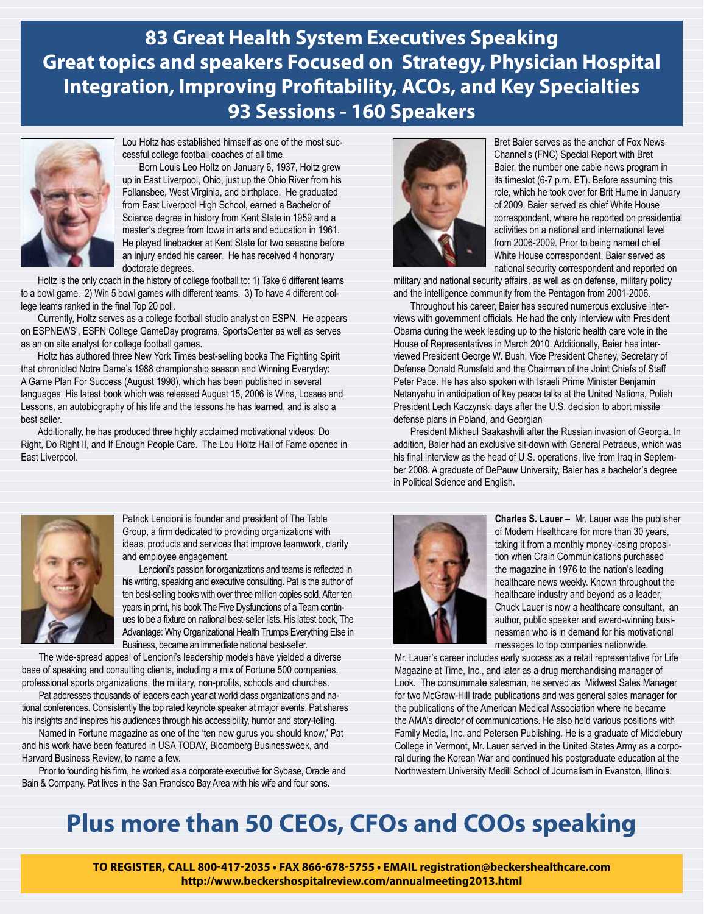# 83 Great Health System Executives Speaking

## Great topics and speakers Focused on Strategy, Physician Hospital Integration, Improving Profitability, ACOs, and Key Specialties

## 93 Sessions - 160 Speakers

Lou Holtz has established himself as one of the most successful college football coaches of all time.

Born Louis Leo Holtz on January 6, 1937, Holtz grew up in East Liverpool, Ohio, just up the Ohio River from his Follansbee, West Virginia, and birthplace. He graduated from East Liverpool High School, earned a Bachelor of Science degree in history from Kent State in 1959 and a master's degree from Iowa in arts and education in 1961. He played linebacker at Kent State for two seasons before an injury ended his career. He has received 4 honorary doctorate degrees.

Holtz is the only coach in the history of college football to: 1) Take 6 different teams to a bowl game. 2) Win 5 bowl games with different teams. 3) To have 4 different college teams ranked in the final Top 20 poll.

Currently, Holtz serves as a college football studio analyst on ESPN. He appears on ESPNEWS', ESPN College GameDay programs, SportsCenter as well as serves as an on site analyst for college football games.

Holtz has authored three New York Times best-selling books The Fighting Spirit that chronicled Notre Dame's 1988 championship season and Winning Everyday: A Game Plan For Success (August 1998), which has been published in several languages. His latest book which was released August 15, 2006 is Wins, Losses and Lessons, an autobiography of his life and the lessons he has learned, and is also a best seller.

Additionally, he has produced three highly acclaimed motivational videos: Do Right, Do Right II, and If Enough People Care. The Lou Holtz Hall of Fame opened in East Liverpool.

Bret Baier serves as the anchor of Fox News Channel's (FNC) Special Report with Bret Baier, the number one cable news program in its timeslot (6-7 p.m. ET). Before assuming this role, which he took over for Brit Hume in January of 2009, Baier served as chief White House correspondent, where he reported on presidential activities on a national and international level from 2006-2009. Prior to being named chief White House correspondent, Baier served as national security correspondent and reported on military and national security affairs, as well as on defense, military policy and the intelligence community from the Pentagon from 2001-2006.

Throughout his career, Baier has secured numerous exclusive interviews with government officials. He had the only interview with President Obama during the week leading up to the historic health care vote in the House of Representatives in March 2010. Additionally, Baier has interviewed President George W. Bush, Vice President Cheney, Secretary of Defense Donald Rumsfeld and the Chairman of the Joint Chiefs of Staff Peter Pace. He has also spoken with Israeli Prime Minister Benjamin Netanyahu in anticipation of key peace talks at the United Nations, Polish President Lech Kaczynski days after the U.S. decision to abort missile defense plans in Poland, and Georgian

President Mikheul Saakashvili after the Russian invasion of Georgia. In addition, Baier had an exclusive sit-down with General Petraeus, which was his final interview as the head of U.S. operations, live from Iraq in September 2008. A graduate of DePauw University, Baier has a bachelor's degree in Political Science and English.

Patrick Lencioni is founder and president of The Table Group, a firm dedicated to providing organizations with ideas, products and services that improve teamwork, clarity and employee engagement.

Lencioni's passion for organizations and teams is reflected in his writing, speaking and executive consulting. Pat is the author of ten best-selling books with over three million copies sold. After ten years in print, his book The Five Dysfunctions of a Team continues to be a fixture on national best-seller lists. His latest book, The Advantage: Why Organizational Health Trumps Everything Else in Business, became an immediate national best-seller.

The wide-spread appeal of Lencioni's leadership models have yielded a diverse base of speaking and consulting clients, including a mix of Fortune 500 companies, professional sports organizations, the military, non-profits, schools and churches.

Pat addresses thousands of leaders each year at world class organizations and national conferences. Consistently the top rated keynote speaker at major events, Pat shares his insights and inspires his audiences through his accessibility, humor and story-telling.

Named in Fortune magazine as one of the 'ten new gurus you should know,' Pat and his work have been featured in USA TODAY, Bloomberg Businessweek, and Harvard Business Review, to name a few.

Prior to founding his firm, he worked as a corporate executive for Sybase, Oracle and Bain & Company. Pat lives in the San Francisco Bay Area with his wife and four sons.

**Charles S. Lauer –** Mr. Lauer was the publisher of Modern Healthcare for more than 30 years, taking it from a monthly money-losing proposition when Crain Communications purchased the magazine in 1976 to the nation's leading healthcare news weekly. Known throughout the healthcare industry and beyond as a leader, Chuck Lauer is now a healthcare consultant, an author, public speaker and award-winning businessman who is in demand for his motivational messages to top companies nationwide.

Mr. Lauer's career includes early success as a retail representative for Life Magazine at Time, Inc., and later as a drug merchandising manager of Look. The consummate salesman, he served as Midwest Sales Manager for two McGraw-Hill trade publications and was general sales manager for the publications of the American Medical Association where he became the AMA's director of communications. He also held various positions with Family Media, Inc. and Petersen Publishing. He is a graduate of Middlebury College in Vermont, Mr. Lauer served in the United States Army as a corporal during the Korean War and continued his postgraduate education at the Northwestern University Medill School of Journalism in Evanston, Illinois.

# Plus more than 50 CEOs, CFOs and COOs speaking

**TO REGISTER, CALL 800-417-2035 • FAX 866-678-5755 • EMAIL registration@beckershealthcare.com**
**http://www.beckershospitalreview.com/annualmeeting2013.html**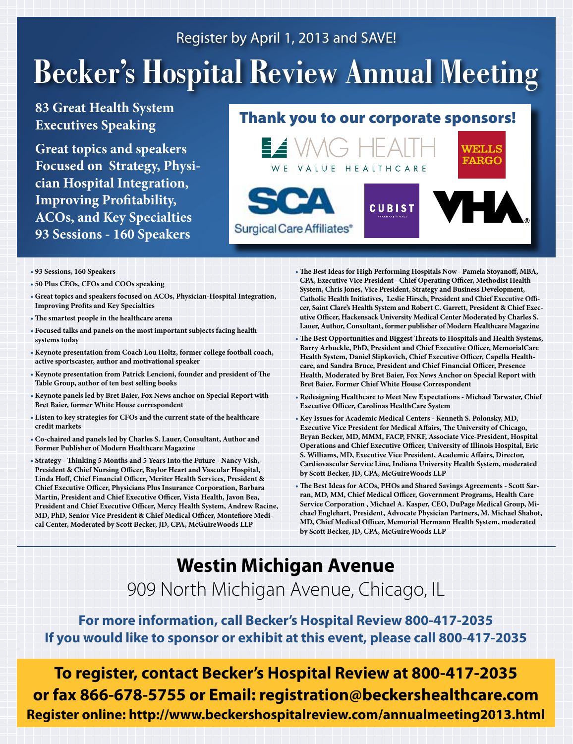Register by April 1, 2013 and SAVE!

# Becker's Hospital Review Annual Meeting

**83 Great Health System Executives Speaking**

**Great topics and speakers Focused on Strategy, Physician Hospital Integration, Improving Profitability, ACOs, and Key Specialties**
**93 Sessions - 160 Speakers**

## Thank you to our corporate sponsors!

VMG HEALTH — WE VALUE HEALTHCARE
WELLS FARGO
SCA Surgical Care Affiliates®
CUBIST PHARMACEUTICALS
VHA®

- **93 Sessions, 160 Speakers**
- **50 Plus CEOs, CFOs and COOs speaking**
- **Great topics and speakers focused on ACOs, Physician-Hospital Integration, Improving Profits and Key Specialties**
- **The smartest people in the healthcare arena**
- **Focused talks and panels on the most important subjects facing health systems today**
- **Keynote presentation from Coach Lou Holtz, former college football coach, active sportscaster, author and motivational speaker**
- **Keynote presentation from Patrick Lencioni, founder and president of The Table Group, author of ten best selling books**
- **Keynote panels led by Bret Baier, Fox News anchor on Special Report with Bret Baier, former White House correspondent**
- **Listen to key strategies for CFOs and the current state of the healthcare credit markets**
- **Co-chaired and panels led by Charles S. Lauer, Consultant, Author and Former Publisher of Modern Healthcare Magazine**
- **Strategy - Thinking 5 Months and 5 Years Into the Future - Nancy Vish, President & Chief Nursing Officer, Baylor Heart and Vascular Hospital, Linda Hoff, Chief Financial Officer, Meriter Health Services, President & Chief Executive Officer, Physicians Plus Insurance Corporation, Barbara Martin, President and Chief Executive Officer, Vista Health, Javon Bea, President and Chief Executive Officer, Mercy Health System, Andrew Racine, MD, PhD, Senior Vice President & Chief Medical Officer, Montefiore Medical Center, Moderated by Scott Becker, JD, CPA, McGuireWoods LLP**
- **The Best Ideas for High Performing Hospitals Now - Pamela Stoyanoff, MBA, CPA, Executive Vice President - Chief Operating Officer, Methodist Health System, Chris Jones, Vice President, Strategy and Business Development, Catholic Health Initiatives, Leslie Hirsch, President and Chief Executive Officer, Saint Clare's Health System and Robert C. Garrett, President & Chief Executive Officer, Hackensack University Medical Center Moderated by Charles S. Lauer, Author, Consultant, former publisher of Modern Healthcare Magazine**
- **The Best Opportunities and Biggest Threats to Hospitals and Health Systems, Barry Arbuckle, PhD, President and Chief Executive Officer, MemorialCare Health System, Daniel Slipkovich, Chief Executive Officer, Capella Healthcare, and Sandra Bruce, President and Chief Financial Officer, Presence Health, Moderated by Bret Baier, Fox News Anchor on Special Report with Bret Baier, Former Chief White House Correspondent**
- **Redesigning Healthcare to Meet New Expectations - Michael Tarwater, Chief Executive Officer, Carolinas HealthCare System**
- **Key Issues for Academic Medical Centers - Kenneth S. Polonsky, MD, Executive Vice President for Medical Affairs, The University of Chicago, Bryan Becker, MD, MMM, FACP, FNKF, Associate Vice-President, Hospital Operations and Chief Executive Officer, University of Illinois Hospital, Eric S. Williams, MD, Executive Vice President, Academic Affairs, Director, Cardiovascular Service Line, Indiana University Health System, moderated by Scott Becker, JD, CPA, McGuireWoods LLP**
- **The Best Ideas for ACOs, PHOs and Shared Savings Agreements - Scott Sarran, MD, MM, Chief Medical Officer, Government Programs, Health Care Service Corporation , Michael A. Kasper, CEO, DuPage Medical Group, Michael Englehart, President, Advocate Physician Partners, M. Michael Shabot, MD, Chief Medical Officer, Memorial Hermann Health System, moderated by Scott Becker, JD, CPA, McGuireWoods LLP**

## Westin Michigan Avenue

909 North Michigan Avenue, Chicago, IL

**For more information, call Becker's Hospital Review 800-417-2035**
**If you would like to sponsor or exhibit at this event, please call 800-417-2035**

**To register, contact Becker's Hospital Review at 800-417-2035 or fax 866-678-5755 or Email: registration@beckershealthcare.com**
**Register online: http://www.beckershospitalreview.com/annualmeeting2013.html**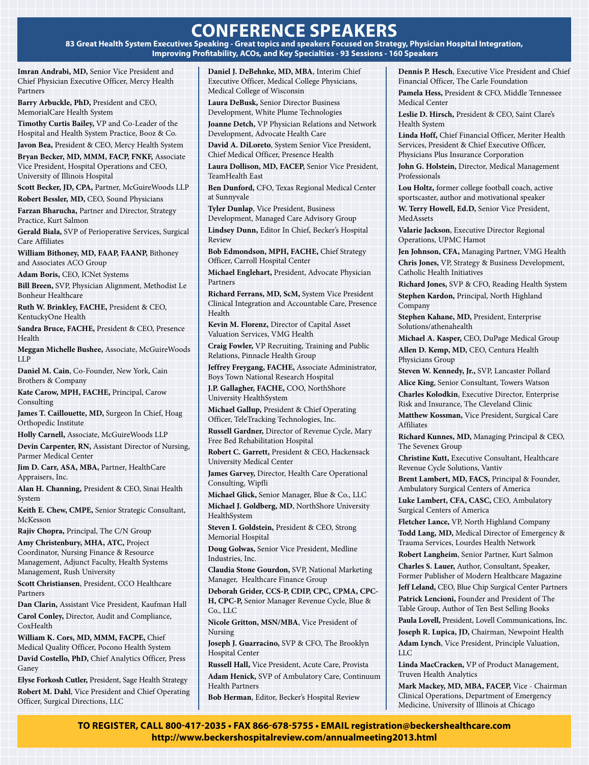# CONFERENCE SPEAKERS

**83 Great Health System Executives Speaking - Great topics and speakers Focused on Strategy, Physician Hospital Integration, Improving Profitability, ACOs, and Key Specialties - 93 Sessions - 160 Speakers**

**Imran Andrabi, MD,** Senior Vice President and Chief Physician Executive Officer, Mercy Health Partners

**Barry Arbuckle, PhD,** President and CEO, MemorialCare Health System

**Timothy Curtis Bailey,** VP and Co-Leader of the Hospital and Health System Practice, Booz & Co.

**Javon Bea,** President & CEO, Mercy Health System

**Bryan Becker, MD, MMM, FACP, FNKF,** Associate Vice President, Hospital Operations and CEO, University of Illinois Hospital

**Scott Becker, JD, CPA,** Partner, McGuireWoods LLP

**Robert Bessler, MD,** CEO, Sound Physicians

**Farzan Bharucha,** Partner and Director, Strategy Practice, Kurt Salmon

**Gerald Biala,** SVP of Perioperative Services, Surgical Care Affiliates

**William Bithoney, MD, FAAP, FAANP,** Bithoney and Associates ACO Group

**Adam Boris,** CEO, ICNet Systems

**Bill Breen,** SVP, Physician Alignment, Methodist Le Bonheur Healthcare

**Ruth W. Brinkley, FACHE,** President & CEO, KentuckyOne Health

**Sandra Bruce, FACHE,** President & CEO, Presence Health

**Meggan Michelle Bushee,** Associate, McGuireWoods LLP

**Daniel M. Cain**, Co-Founder, New York, Cain Brothers & Company

**Kate Carow, MPH, FACHE,** Principal, Carow Consulting

**James T. Caillouette, MD,** Surgeon In Chief, Hoag Orthopedic Institute

**Holly Carnell,** Associate, McGuireWoods LLP

**Devin Carpenter, RN,** Assistant Director of Nursing, Parmer Medical Center

**Jim D. Carr, ASA, MBA,** Partner, HealthCare Appraisers, Inc.

**Alan H. Channing,** President & CEO, Sinai Health System

**Keith E. Chew, CMPE,** Senior Strategic Consultant, McKesson

**Rajiv Chopra,** Principal, The C/N Group

**Amy Christenbury, MHA, ATC,** Project Coordinator, Nursing Finance & Resource Management, Adjunct Faculty, Health Systems Management, Rush University

**Scott Christiansen**, President, CCO Healthcare Partners

**Dan Clarin,** Assistant Vice President, Kaufman Hall

**Carol Conley,** Director, Audit and Compliance, CoxHealth

**William K. Cors, MD, MMM, FACPE,** Chief Medical Quality Officer, Pocono Health System

**David Costello, PhD,** Chief Analytics Officer, Press Ganey

**Elyse Forkosh Cutler,** President, Sage Health Strategy

**Robert M. Dahl**, Vice President and Chief Operating Officer, Surgical Directions, LLC

**Daniel J. DeBehnke, MD, MBA**, Interim Chief Executive Officer, Medical College Physicians, Medical College of Wisconsin

**Laura DeBusk,** Senior Director Business Development, White Plume Technologies

**Joanne Detch,** VP Physician Relations and Network Development, Advocate Health Care

**David A. DiLoreto**, System Senior Vice President, Chief Medical Officer, Presence Health

**Laura Dollison, MD, FACEP,** Senior Vice President, TeamHealth East

**Ben Dunford,** CFO, Texas Regional Medical Center at Sunnyvale

**Tyler Dunlap**, Vice President, Business Development, Managed Care Advisory Group

**Lindsey Dunn,** Editor In Chief, Becker's Hospital Review

**Bob Edmondson, MPH, FACHE,** Chief Strategy Officer, Carroll Hospital Center

**Michael Englehart,** President, Advocate Physician Partners

**Richard Ferrans, MD, ScM,** System Vice President Clinical Integration and Accountable Care, Presence Health

**Kevin M. Florenz,** Director of Capital Asset Valuation Services, VMG Health

**Craig Fowler,** VP Recruiting, Training and Public Relations, Pinnacle Health Group

**Jeffrey Freygang, FACHE,** Associate Administrator, Boys Town National Research Hospital

**J.P. Gallagher, FACHE,** COO, NorthShore University HealthSystem

**Michael Gallup,** President & Chief Operating Officer, TeleTracking Technologies, Inc.

**Russell Gardner,** Director of Revenue Cycle, Mary Free Bed Rehabilitation Hospital

**Robert C. Garrett,** President & CEO, Hackensack University Medical Center

**James Garvey,** Director, Health Care Operational Consulting, Wipfli

**Michael Glick,** Senior Manager, Blue & Co., LLC

**Michael J. Goldberg, MD**, NorthShore University HealthSystem

**Steven I. Goldstein,** President & CEO, Strong Memorial Hospital

**Doug Golwas,** Senior Vice President, Medline Industries, Inc.

**Claudia Stone Gourdon,** SVP, National Marketing Manager, Healthcare Finance Group

**Deborah Grider, CCS-P, CDIP, CPC, CPMA, CPC-H, CPC-P,** Senior Manager Revenue Cycle, Blue & Co., LLC

**Nicole Gritton, MSN/MBA,** Vice President of Nursing

**Joseph J. Guarracino,** SVP & CFO, The Brooklyn Hospital Center

**Russell Hall,** Vice President, Acute Care, Provista

**Adam Henick,** SVP of Ambulatory Care, Continuum Health Partners

**Bob Herman**, Editor, Becker's Hospital Review

**Dennis P. Hesch**, Executive Vice President and Chief Financial Officer, The Carle Foundation

**Pamela Hess,** President & CFO, Middle Tennessee Medical Center

**Leslie D. Hirsch,** President & CEO, Saint Clare's Health System

**Linda Hoff,** Chief Financial Officer, Meriter Health Services, President & Chief Executive Officer, Physicians Plus Insurance Corporation

**John G. Holstein,** Director, Medical Management Professionals

**Lou Holtz,** former college football coach, active sportscaster, author and motivational speaker

**W. Terry Howell, Ed.D,** Senior Vice President, MedAssets

**Valarie Jackson**, Executive Director Regional Operations, UPMC Hamot

**Jen Johnson, CFA,** Managing Partner, VMG Health

**Chris Jones,** VP, Strategy & Business Development, Catholic Health Initiatives

**Richard Jones,** SVP & CFO, Reading Health System

**Stephen Kardon,** Principal, North Highland Company

**Stephen Kahane, MD,** President, Enterprise Solutions/athenahealth

**Michael A. Kasper,** CEO, DuPage Medical Group

**Allen D. Kemp, MD,** CEO, Centura Health Physicians Group

**Steven W. Kennedy, Jr.,** SVP, Lancaster Pollard

**Alice King**, Senior Consultant, Towers Watson

**Charles Kolodkin**, Executive Director, Enterprise Risk and Insurance, The Cleveland Clinic

**Matthew Kossman,** Vice President, Surgical Care Affiliates

**Richard Kunnes, MD,** Managing Principal & CEO, The Sevenex Group

**Christine Kutt,** Executive Consultant, Healthcare Revenue Cycle Solutions, Vantiv

**Brent Lambert, MD, FACS,** Principal & Founder, Ambulatory Surgical Centers of America

**Luke Lambert, CFA, CASC,** CEO, Ambulatory Surgical Centers of America

**Fletcher Lance,** VP, North Highland Company

**Todd Lang, MD,** Medical Director of Emergency & Trauma Services, Lourdes Health Network

**Robert Langheim**, Senior Partner, Kurt Salmon

**Charles S. Lauer,** Author, Consultant, Speaker, Former Publisher of Modern Healthcare Magazine

**Jeff Leland,** CEO, Blue Chip Surgical Center Partners

**Patrick Lencioni,** Founder and President of The Table Group, Author of Ten Best Selling Books

**Paula Lovell,** President, Lovell Communications, Inc.

**Joseph R. Lupica, JD,** Chairman, Newpoint Health

**Adam Lynch**, Vice President, Principle Valuation, LLC

**Linda MacCracken,** VP of Product Management, Truven Health Analytics

**Mark Mackey, MD, MBA, FACEP,** Vice - Chairman Clinical Operations, Department of Emergency Medicine, University of Illinois at Chicago

**TO REGISTER, CALL 800-417-2035 • FAX 866-678-5755 • EMAIL registration@beckershealthcare.com**
**http://www.beckershospitalreview.com/annualmeeting2013.html**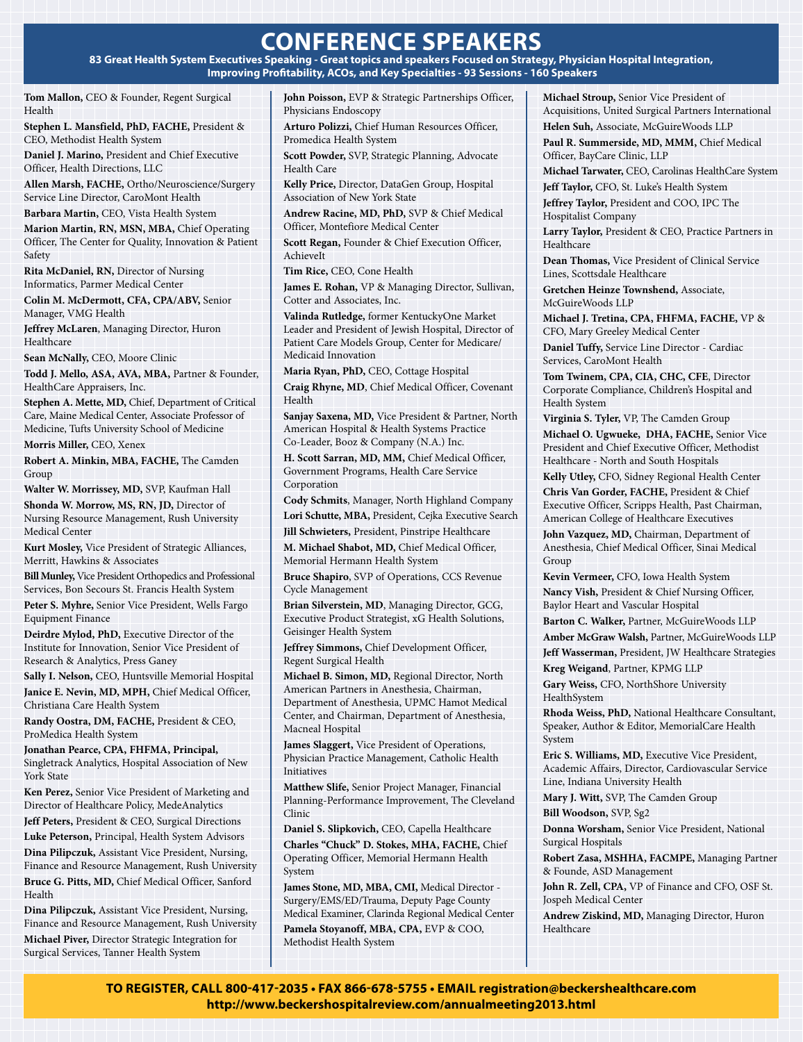# CONFERENCE SPEAKERS

**83 Great Health System Executives Speaking - Great topics and speakers Focused on Strategy, Physician Hospital Integration, Improving Profitability, ACOs, and Key Specialties - 93 Sessions - 160 Speakers**

**Tom Mallon,** CEO & Founder, Regent Surgical Health

**Stephen L. Mansfield, PhD, FACHE,** President & CEO, Methodist Health System

**Daniel J. Marino,** President and Chief Executive Officer, Health Directions, LLC

**Allen Marsh, FACHE,** Ortho/Neuroscience/Surgery Service Line Director, CaroMont Health

**Barbara Martin,** CEO, Vista Health System

**Marion Martin, RN, MSN, MBA,** Chief Operating Officer, The Center for Quality, Innovation & Patient Safety

**Rita McDaniel, RN,** Director of Nursing Informatics, Parmer Medical Center

**Colin M. McDermott, CFA, CPA/ABV,** Senior Manager, VMG Health

**Jeffrey McLaren**, Managing Director, Huron Healthcare

**Sean McNally,** CEO, Moore Clinic

**Todd J. Mello, ASA, AVA, MBA,** Partner & Founder, HealthCare Appraisers, Inc.

**Stephen A. Mette, MD,** Chief, Department of Critical Care, Maine Medical Center, Associate Professor of Medicine, Tufts University School of Medicine

**Morris Miller,** CEO, Xenex

**Robert A. Minkin, MBA, FACHE,** The Camden Group

**Walter W. Morrissey, MD,** SVP, Kaufman Hall

**Shonda W. Morrow, MS, RN, JD,** Director of Nursing Resource Management, Rush University Medical Center

**Kurt Mosley,** Vice President of Strategic Alliances, Merritt, Hawkins & Associates

**Bill Munley,** Vice President Orthopedics and Professional Services, Bon Secours St. Francis Health System

**Peter S. Myhre,** Senior Vice President, Wells Fargo Equipment Finance

**Deirdre Mylod, PhD,** Executive Director of the Institute for Innovation, Senior Vice President of Research & Analytics, Press Ganey

**Sally I. Nelson,** CEO, Huntsville Memorial Hospital

**Janice E. Nevin, MD, MPH,** Chief Medical Officer, Christiana Care Health System

**Randy Oostra, DM, FACHE,** President & CEO, ProMedica Health System

**Jonathan Pearce, CPA, FHFMA, Principal,** Singletrack Analytics, Hospital Association of New York State

**Ken Perez,** Senior Vice President of Marketing and Director of Healthcare Policy, MedeAnalytics

**Jeff Peters,** President & CEO, Surgical Directions

**Luke Peterson,** Principal, Health System Advisors

**Dina Pilipczuk,** Assistant Vice President, Nursing, Finance and Resource Management, Rush University

**Bruce G. Pitts, MD,** Chief Medical Officer, Sanford Health

**Dina Pilipczuk,** Assistant Vice President, Nursing, Finance and Resource Management, Rush University

**Michael Piver,** Director Strategic Integration for Surgical Services, Tanner Health System

**John Poisson,** EVP & Strategic Partnerships Officer, Physicians Endoscopy

**Arturo Polizzi,** Chief Human Resources Officer, Promedica Health System

**Scott Powder,** SVP, Strategic Planning, Advocate Health Care

**Kelly Price,** Director, DataGen Group, Hospital Association of New York State

**Andrew Racine, MD, PhD,** SVP & Chief Medical Officer, Montefiore Medical Center

**Scott Regan,** Founder & Chief Execution Officer, AchieveIt

**Tim Rice,** CEO, Cone Health

**James E. Rohan,** VP & Managing Director, Sullivan, Cotter and Associates, Inc.

**Valinda Rutledge,** former KentuckyOne Market Leader and President of Jewish Hospital, Director of Patient Care Models Group, Center for Medicare/ Medicaid Innovation

**Maria Ryan, PhD,** CEO, Cottage Hospital

**Craig Rhyne, MD,** Chief Medical Officer, Covenant Health

**Sanjay Saxena, MD,** Vice President & Partner, North American Hospital & Health Systems Practice Co-Leader, Booz & Company (N.A.) Inc.

**H. Scott Sarran, MD, MM,** Chief Medical Officer, Government Programs, Health Care Service Corporation

**Cody Schmits**, Manager, North Highland Company

**Lori Schutte, MBA,** President, Cejka Executive Search

**Jill Schwieters,** President, Pinstripe Healthcare

**M. Michael Shabot, MD,** Chief Medical Officer, Memorial Hermann Health System

**Bruce Shapiro**, SVP of Operations, CCS Revenue Cycle Management

**Brian Silverstein, MD**, Managing Director, GCG, Executive Product Strategist, xG Health Solutions, Geisinger Health System

**Jeffrey Simmons,** Chief Development Officer, Regent Surgical Health

**Michael B. Simon, MD,** Regional Director, North American Partners in Anesthesia, Chairman, Department of Anesthesia, UPMC Hamot Medical Center, and Chairman, Department of Anesthesia, Macneal Hospital

**James Slaggert,** Vice President of Operations, Physician Practice Management, Catholic Health Initiatives

**Matthew Slife,** Senior Project Manager, Financial Planning-Performance Improvement, The Cleveland Clinic

**Daniel S. Slipkovich,** CEO, Capella Healthcare

**Charles "Chuck" D. Stokes, MHA, FACHE,** Chief Operating Officer, Memorial Hermann Health System

**James Stone, MD, MBA, CMI,** Medical Director - Surgery/EMS/ED/Trauma, Deputy Page County Medical Examiner, Clarinda Regional Medical Center

**Pamela Stoyanoff, MBA, CPA,** EVP & COO, Methodist Health System

**Michael Stroup,** Senior Vice President of Acquisitions, United Surgical Partners International

**Helen Suh,** Associate, McGuireWoods LLP

**Paul R. Summerside, MD, MMM,** Chief Medical Officer, BayCare Clinic, LLP

**Michael Tarwater,** CEO, Carolinas HealthCare System

**Jeff Taylor,** CFO, St. Luke's Health System

**Jeffrey Taylor,** President and COO, IPC The Hospitalist Company

**Larry Taylor,** President & CEO, Practice Partners in Healthcare

**Dean Thomas,** Vice President of Clinical Service Lines, Scottsdale Healthcare

**Gretchen Heinze Townshend,** Associate, McGuireWoods LLP

**Michael J. Tretina, CPA, FHFMA, FACHE,** VP & CFO, Mary Greeley Medical Center

**Daniel Tuffy,** Service Line Director - Cardiac Services, CaroMont Health

**Tom Twinem, CPA, CIA, CHC, CFE,** Director Corporate Compliance, Children's Hospital and Health System

**Virginia S. Tyler,** VP, The Camden Group

**Michael O. Ugwueke, DHA, FACHE,** Senior Vice President and Chief Executive Officer, Methodist Healthcare - North and South Hospitals

**Kelly Utley,** CFO, Sidney Regional Health Center

**Chris Van Gorder, FACHE,** President & Chief Executive Officer, Scripps Health, Past Chairman, American College of Healthcare Executives

**John Vazquez, MD,** Chairman, Department of Anesthesia, Chief Medical Officer, Sinai Medical Group

**Kevin Vermeer,** CFO, Iowa Health System

**Nancy Vish,** President & Chief Nursing Officer, Baylor Heart and Vascular Hospital

**Barton C. Walker,** Partner, McGuireWoods LLP

**Amber McGraw Walsh,** Partner, McGuireWoods LLP

**Jeff Wasserman,** President, JW Healthcare Strategies

**Kreg Weigand**, Partner, KPMG LLP

**Gary Weiss,** CFO, NorthShore University HealthSystem

**Rhoda Weiss, PhD,** National Healthcare Consultant, Speaker, Author & Editor, MemorialCare Health System

**Eric S. Williams, MD,** Executive Vice President, Academic Affairs, Director, Cardiovascular Service Line, Indiana University Health

**Mary J. Witt,** SVP, The Camden Group

**Bill Woodson,** SVP, Sg2

**Donna Worsham,** Senior Vice President, National Surgical Hospitals

**Robert Zasa, MSHHA, FACMPE,** Managing Partner & Founde, ASD Management

**John R. Zell, CPA,** VP of Finance and CFO, OSF St. Jospeh Medical Center

**Andrew Ziskind, MD,** Managing Director, Huron Healthcare

**TO REGISTER, CALL 800-417-2035 • FAX 866-678-5755 • EMAIL registration@beckershealthcare.com**
**http://www.beckershospitalreview.com/annualmeeting2013.html**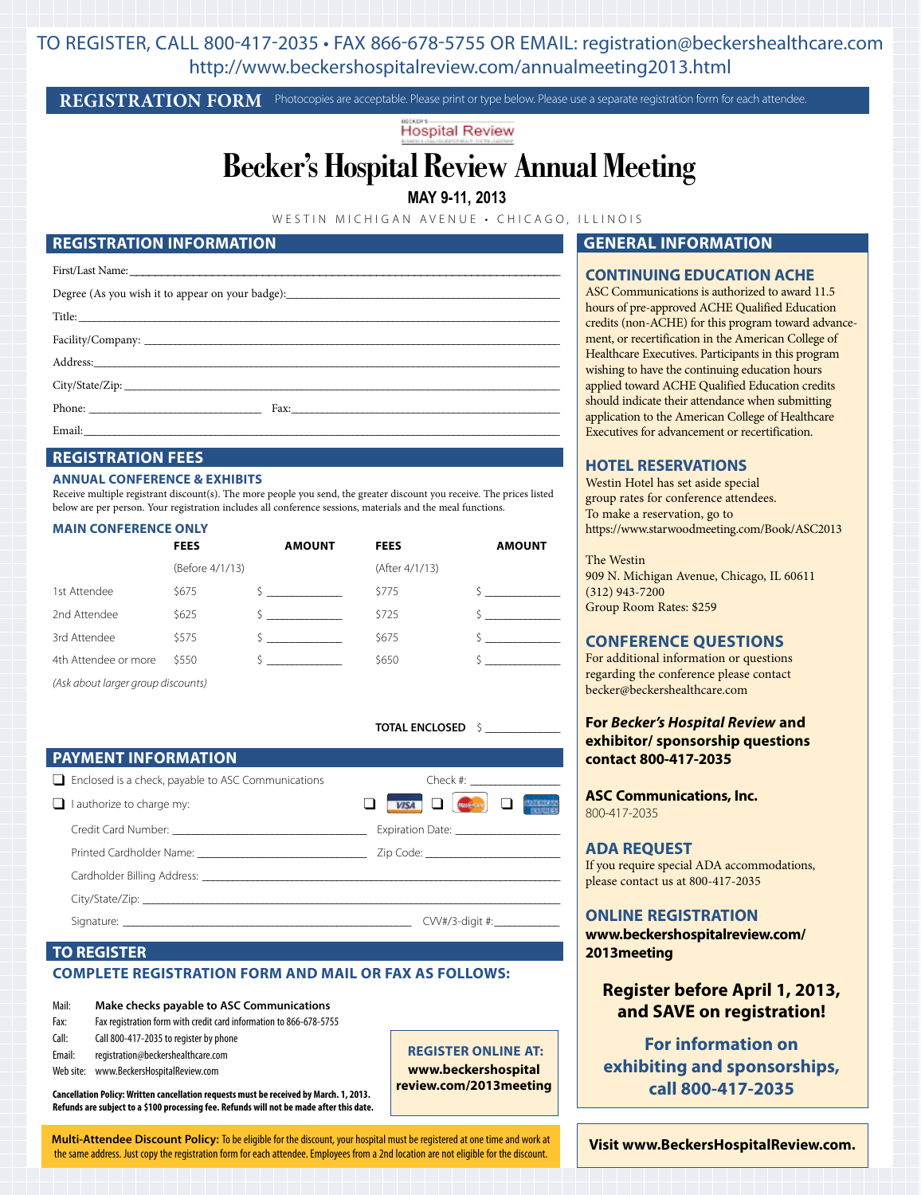TO REGISTER, CALL 800-417-2035 • FAX 866-678-5755 OR EMAIL: registration@beckershealthcare.com
http://www.beckershospitalreview.com/annualmeeting2013.html

**REGISTRATION FORM** Photocopies are acceptable. Please print or type below. Please use a separate registration form for each attendee.

Becker's Hospital Review

# Becker's Hospital Review Annual Meeting

**MAY 9-11, 2013**

WESTIN MICHIGAN AVENUE • CHICAGO, ILLINOIS

## REGISTRATION INFORMATION

First/Last Name: ____________________

Degree (As you wish it to appear on your badge): ____________________

Title: ____________________

Facility/Company: ____________________

Address: ____________________

City/State/Zip: ____________________

Phone: ____________________ Fax: ____________________

Email: ____________________

## REGISTRATION FEES

### ANNUAL CONFERENCE & EXHIBITS

Receive multiple registrant discount(s). The more people you send, the greater discount you receive. The prices listed below are per person. Your registration includes all conference sessions, materials and the meal functions.

### MAIN CONFERENCE ONLY

| | FEES (Before 4/1/13) | AMOUNT | FEES (After 4/1/13) | AMOUNT |
|---|---|---|---|---|
| 1st Attendee | $675 | $ ______ | $775 | $ ______ |
| 2nd Attendee | $625 | $ ______ | $725 | $ ______ |
| 3rd Attendee | $575 | $ ______ | $675 | $ ______ |
| 4th Attendee or more | $550 | $ ______ | $650 | $ ______ |

*(Ask about larger group discounts)*

**TOTAL ENCLOSED** $ ______

## PAYMENT INFORMATION

❑ Enclosed is a check, payable to ASC Communications Check #: ______

❑ I authorize to charge my: ❑ VISA ❑ MasterCard ❑ American Express

Credit Card Number: ____________________ Expiration Date: ______

Printed Cardholder Name: ____________________ Zip Code: ______

Cardholder Billing Address: ____________________

City/State/Zip: ____________________

Signature: ____________________ CVV#/3-digit #: ______

## TO REGISTER

### COMPLETE REGISTRATION FORM AND MAIL OR FAX AS FOLLOWS:

Mail: **Make checks payable to ASC Communications**
Fax: Fax registration form with credit card information to 866-678-5755
Call: Call 800-417-2035 to register by phone
Email: registration@beckershealthcare.com
Web site: www.BeckersHospitalReview.com

**Cancellation Policy: Written cancellation requests must be received by March. 1, 2013. Refunds are subject to a $100 processing fee. Refunds will not be made after this date.**

**REGISTER ONLINE AT:**
**www.beckershospitalreview.com/2013meeting**

**Multi-Attendee Discount Policy:** To be eligible for the discount, your hospital must be registered at one time and work at the same address. Just copy the registration form for each attendee. Employees from a 2nd location are not eligible for the discount.

## GENERAL INFORMATION

### CONTINUING EDUCATION ACHE

ASC Communications is authorized to award 11.5 hours of pre-approved ACHE Qualified Education credits (non-ACHE) for this program toward advancement, or recertification in the American College of Healthcare Executives. Participants in this program wishing to have the continuing education hours applied toward ACHE Qualified Education credits should indicate their attendance when submitting application to the American College of Healthcare Executives for advancement or recertification.

### HOTEL RESERVATIONS

Westin Hotel has set aside special group rates for conference attendees. To make a reservation, go to https://www.starwoodmeeting.com/Book/ASC2013

The Westin
909 N. Michigan Avenue, Chicago, IL 60611
(312) 943-7200
Group Room Rates: $259

### CONFERENCE QUESTIONS

For additional information or questions regarding the conference please contact becker@beckershealthcare.com

**For *Becker's Hospital Review* and exhibitor/ sponsorship questions contact 800-417-2035**

**ASC Communications, Inc.**
800-417-2035

### ADA REQUEST

If you require special ADA accommodations, please contact us at 800-417-2035

### ONLINE REGISTRATION

**www.beckershospitalreview.com/2013meeting**

**Register before April 1, 2013, and SAVE on registration!**

**For information on exhibiting and sponsorships, call 800-417-2035**

**Visit www.BeckersHospitalReview.com.**